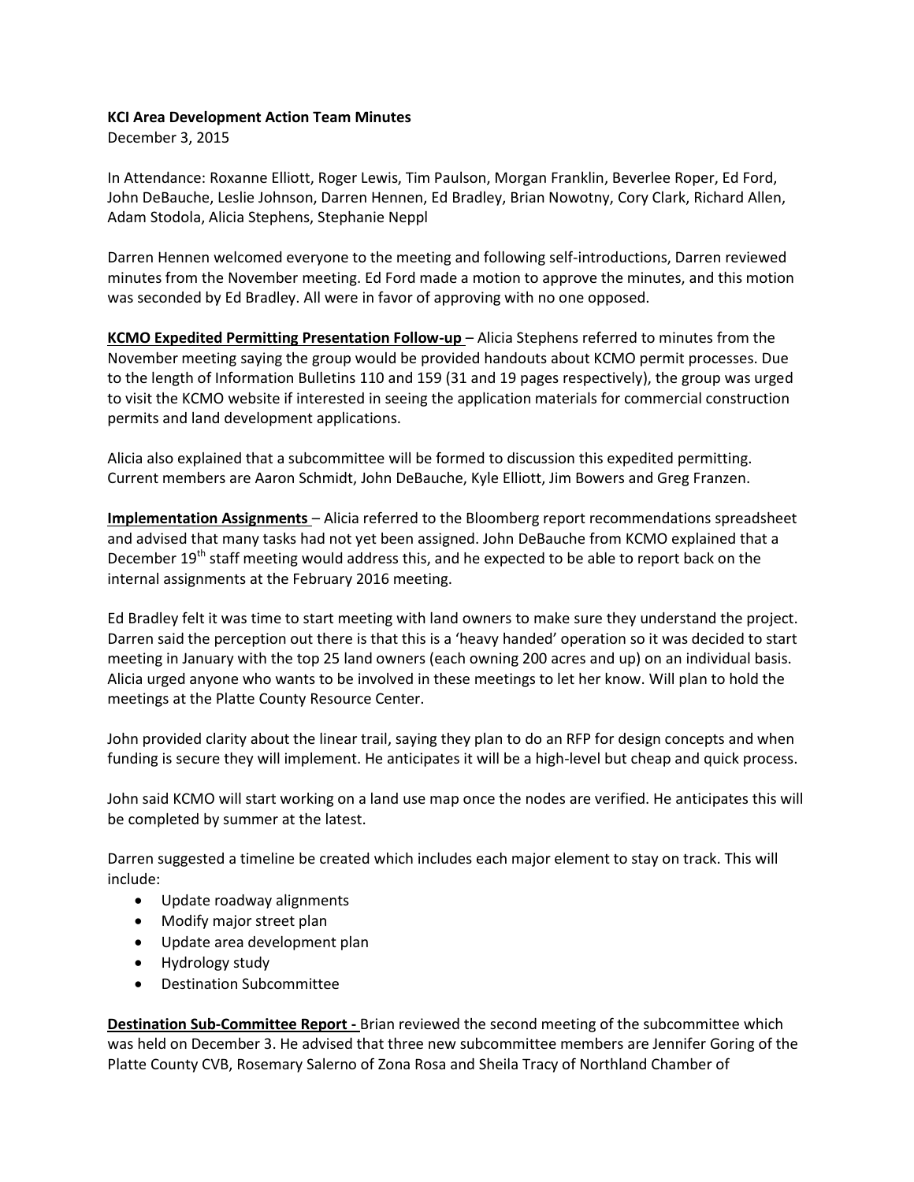**KCI Area Development Action Team Minutes**

December 3, 2015

In Attendance: Roxanne Elliott, Roger Lewis, Tim Paulson, Morgan Franklin, Beverlee Roper, Ed Ford, John DeBauche, Leslie Johnson, Darren Hennen, Ed Bradley, Brian Nowotny, Cory Clark, Richard Allen, Adam Stodola, Alicia Stephens, Stephanie Neppl

Darren Hennen welcomed everyone to the meeting and following self-introductions, Darren reviewed minutes from the November meeting. Ed Ford made a motion to approve the minutes, and this motion was seconded by Ed Bradley. All were in favor of approving with no one opposed.

**KCMO Expedited Permitting Presentation Follow-up** – Alicia Stephens referred to minutes from the November meeting saying the group would be provided handouts about KCMO permit processes. Due to the length of Information Bulletins 110 and 159 (31 and 19 pages respectively), the group was urged to visit the KCMO website if interested in seeing the application materials for commercial construction permits and land development applications.

Alicia also explained that a subcommittee will be formed to discussion this expedited permitting. Current members are Aaron Schmidt, John DeBauche, Kyle Elliott, Jim Bowers and Greg Franzen.

**Implementation Assignments** – Alicia referred to the Bloomberg report recommendations spreadsheet and advised that many tasks had not yet been assigned. John DeBauche from KCMO explained that a December 19th staff meeting would address this, and he expected to be able to report back on the internal assignments at the February 2016 meeting.

Ed Bradley felt it was time to start meeting with land owners to make sure they understand the project. Darren said the perception out there is that this is a 'heavy handed' operation so it was decided to start meeting in January with the top 25 land owners (each owning 200 acres and up) on an individual basis. Alicia urged anyone who wants to be involved in these meetings to let her know. Will plan to hold the meetings at the Platte County Resource Center.

John provided clarity about the linear trail, saying they plan to do an RFP for design concepts and when funding is secure they will implement. He anticipates it will be a high-level but cheap and quick process.

John said KCMO will start working on a land use map once the nodes are verified. He anticipates this will be completed by summer at the latest.

Darren suggested a timeline be created which includes each major element to stay on track. This will include:

- Update roadway alignments
- Modify major street plan
- Update area development plan
- Hydrology study
- Destination Subcommittee

**Destination Sub-Committee Report -** Brian reviewed the second meeting of the subcommittee which was held on December 3. He advised that three new subcommittee members are Jennifer Goring of the Platte County CVB, Rosemary Salerno of Zona Rosa and Sheila Tracy of Northland Chamber of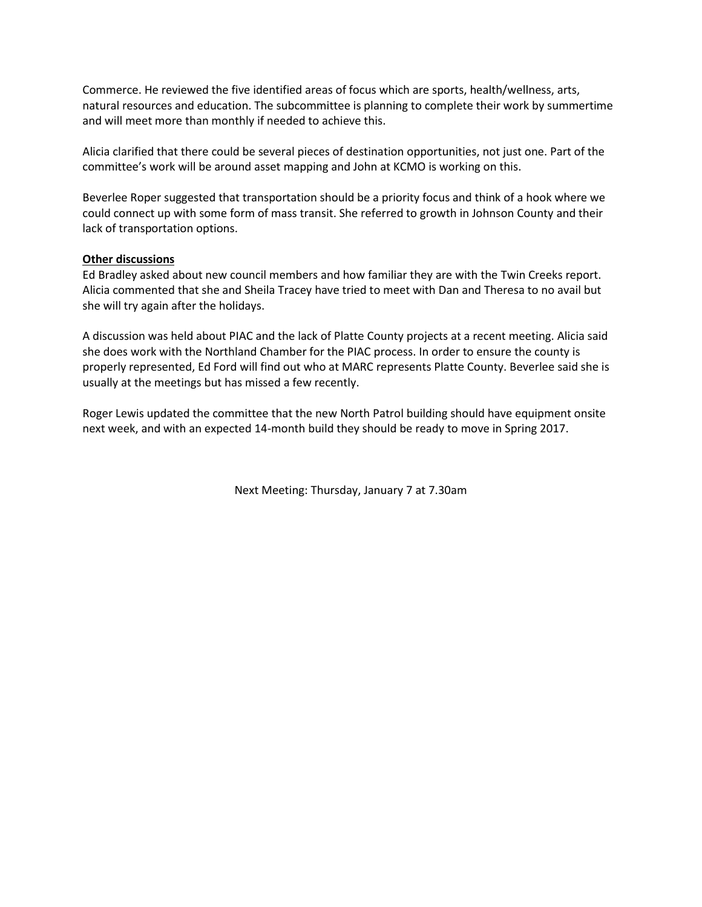Commerce. He reviewed the five identified areas of focus which are sports, health/wellness, arts, natural resources and education. The subcommittee is planning to complete their work by summertime and will meet more than monthly if needed to achieve this.

Alicia clarified that there could be several pieces of destination opportunities, not just one. Part of the committee's work will be around asset mapping and John at KCMO is working on this.

Beverlee Roper suggested that transportation should be a priority focus and think of a hook where we could connect up with some form of mass transit. She referred to growth in Johnson County and their lack of transportation options.

**Other discussions**

Ed Bradley asked about new council members and how familiar they are with the Twin Creeks report. Alicia commented that she and Sheila Tracey have tried to meet with Dan and Theresa to no avail but she will try again after the holidays.

A discussion was held about PIAC and the lack of Platte County projects at a recent meeting. Alicia said she does work with the Northland Chamber for the PIAC process. In order to ensure the county is properly represented, Ed Ford will find out who at MARC represents Platte County. Beverlee said she is usually at the meetings but has missed a few recently.

Roger Lewis updated the committee that the new North Patrol building should have equipment onsite next week, and with an expected 14-month build they should be ready to move in Spring 2017.

Next Meeting: Thursday, January 7 at 7.30am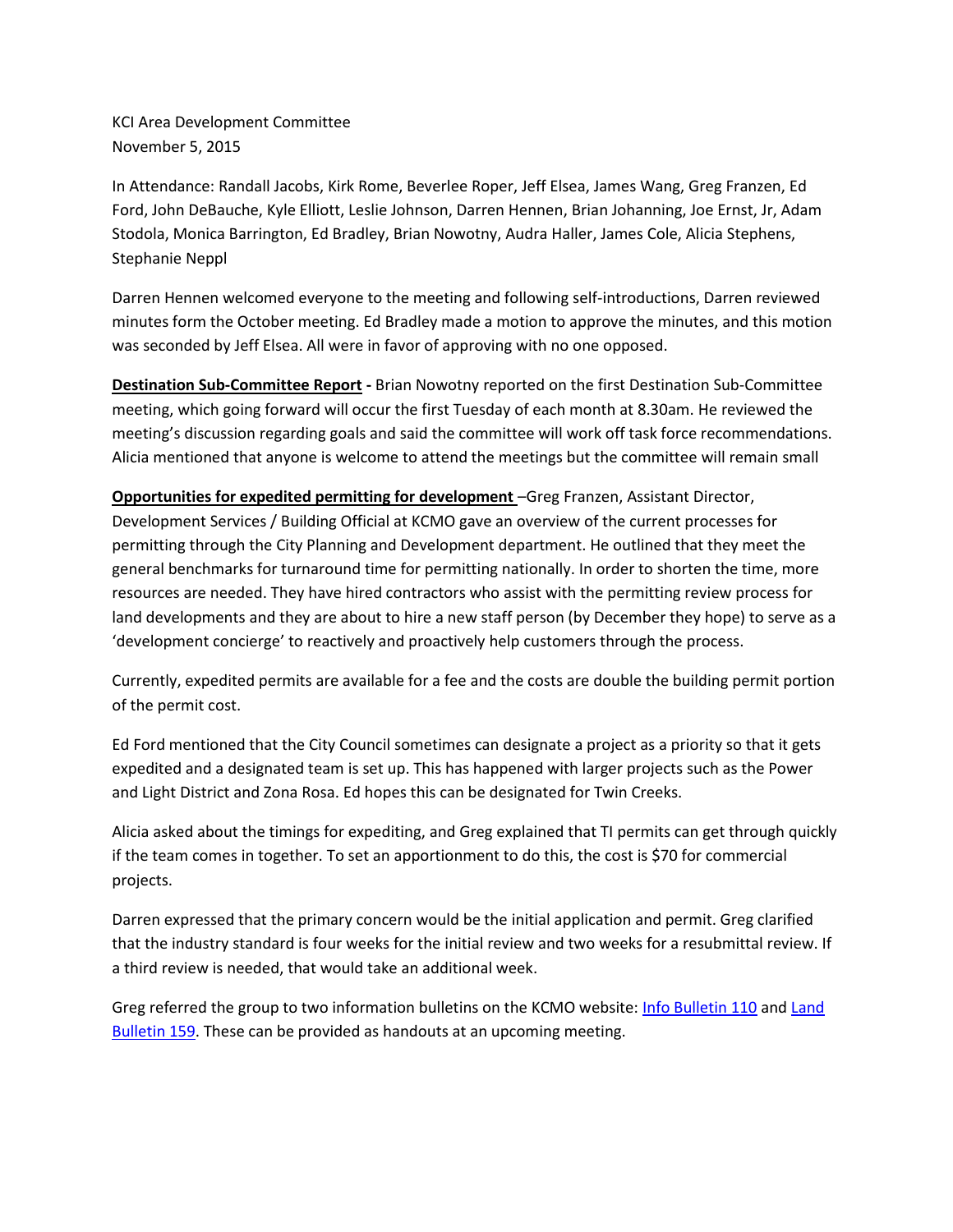KCI Area Development Committee
November 5, 2015

In Attendance: Randall Jacobs, Kirk Rome, Beverlee Roper, Jeff Elsea, James Wang, Greg Franzen, Ed Ford, John DeBauche, Kyle Elliott, Leslie Johnson, Darren Hennen, Brian Johanning, Joe Ernst, Jr, Adam Stodola, Monica Barrington, Ed Bradley, Brian Nowotny, Audra Haller, James Cole, Alicia Stephens, Stephanie Neppl

Darren Hennen welcomed everyone to the meeting and following self-introductions, Darren reviewed minutes form the October meeting. Ed Bradley made a motion to approve the minutes, and this motion was seconded by Jeff Elsea. All were in favor of approving with no one opposed.

**Destination Sub-Committee Report** - Brian Nowotny reported on the first Destination Sub-Committee meeting, which going forward will occur the first Tuesday of each month at 8.30am. He reviewed the meeting's discussion regarding goals and said the committee will work off task force recommendations. Alicia mentioned that anyone is welcome to attend the meetings but the committee will remain small

**Opportunities for expedited permitting for development** –Greg Franzen, Assistant Director, Development Services / Building Official at KCMO gave an overview of the current processes for permitting through the City Planning and Development department. He outlined that they meet the general benchmarks for turnaround time for permitting nationally. In order to shorten the time, more resources are needed. They have hired contractors who assist with the permitting review process for land developments and they are about to hire a new staff person (by December they hope) to serve as a 'development concierge' to reactively and proactively help customers through the process.

Currently, expedited permits are available for a fee and the costs are double the building permit portion of the permit cost.

Ed Ford mentioned that the City Council sometimes can designate a project as a priority so that it gets expedited and a designated team is set up. This has happened with larger projects such as the Power and Light District and Zona Rosa. Ed hopes this can be designated for Twin Creeks.

Alicia asked about the timings for expediting, and Greg explained that TI permits can get through quickly if the team comes in together. To set an apportionment to do this, the cost is $70 for commercial projects.

Darren expressed that the primary concern would be the initial application and permit. Greg clarified that the industry standard is four weeks for the initial review and two weeks for a resubmittal review. If a third review is needed, that would take an additional week.

Greg referred the group to two information bulletins on the KCMO website: Info Bulletin 110 and Land Bulletin 159. These can be provided as handouts at an upcoming meeting.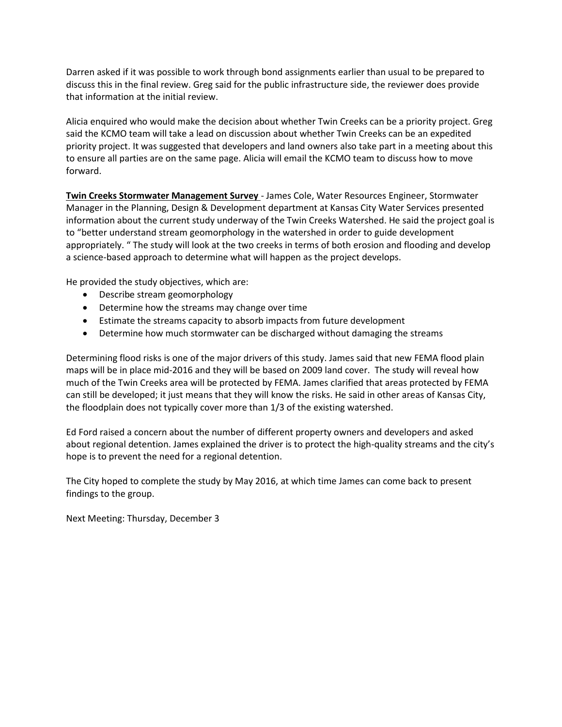Darren asked if it was possible to work through bond assignments earlier than usual to be prepared to discuss this in the final review. Greg said for the public infrastructure side, the reviewer does provide that information at the initial review.

Alicia enquired who would make the decision about whether Twin Creeks can be a priority project. Greg said the KCMO team will take a lead on discussion about whether Twin Creeks can be an expedited priority project. It was suggested that developers and land owners also take part in a meeting about this to ensure all parties are on the same page. Alicia will email the KCMO team to discuss how to move forward.

**Twin Creeks Stormwater Management Survey** - James Cole, Water Resources Engineer, Stormwater Manager in the Planning, Design & Development department at Kansas City Water Services presented information about the current study underway of the Twin Creeks Watershed. He said the project goal is to "better understand stream geomorphology in the watershed in order to guide development appropriately. " The study will look at the two creeks in terms of both erosion and flooding and develop a science-based approach to determine what will happen as the project develops.

He provided the study objectives, which are:

- Describe stream geomorphology
- Determine how the streams may change over time
- Estimate the streams capacity to absorb impacts from future development
- Determine how much stormwater can be discharged without damaging the streams

Determining flood risks is one of the major drivers of this study. James said that new FEMA flood plain maps will be in place mid-2016 and they will be based on 2009 land cover. The study will reveal how much of the Twin Creeks area will be protected by FEMA. James clarified that areas protected by FEMA can still be developed; it just means that they will know the risks. He said in other areas of Kansas City, the floodplain does not typically cover more than 1/3 of the existing watershed.

Ed Ford raised a concern about the number of different property owners and developers and asked about regional detention. James explained the driver is to protect the high-quality streams and the city's hope is to prevent the need for a regional detention.

The City hoped to complete the study by May 2016, at which time James can come back to present findings to the group.

Next Meeting: Thursday, December 3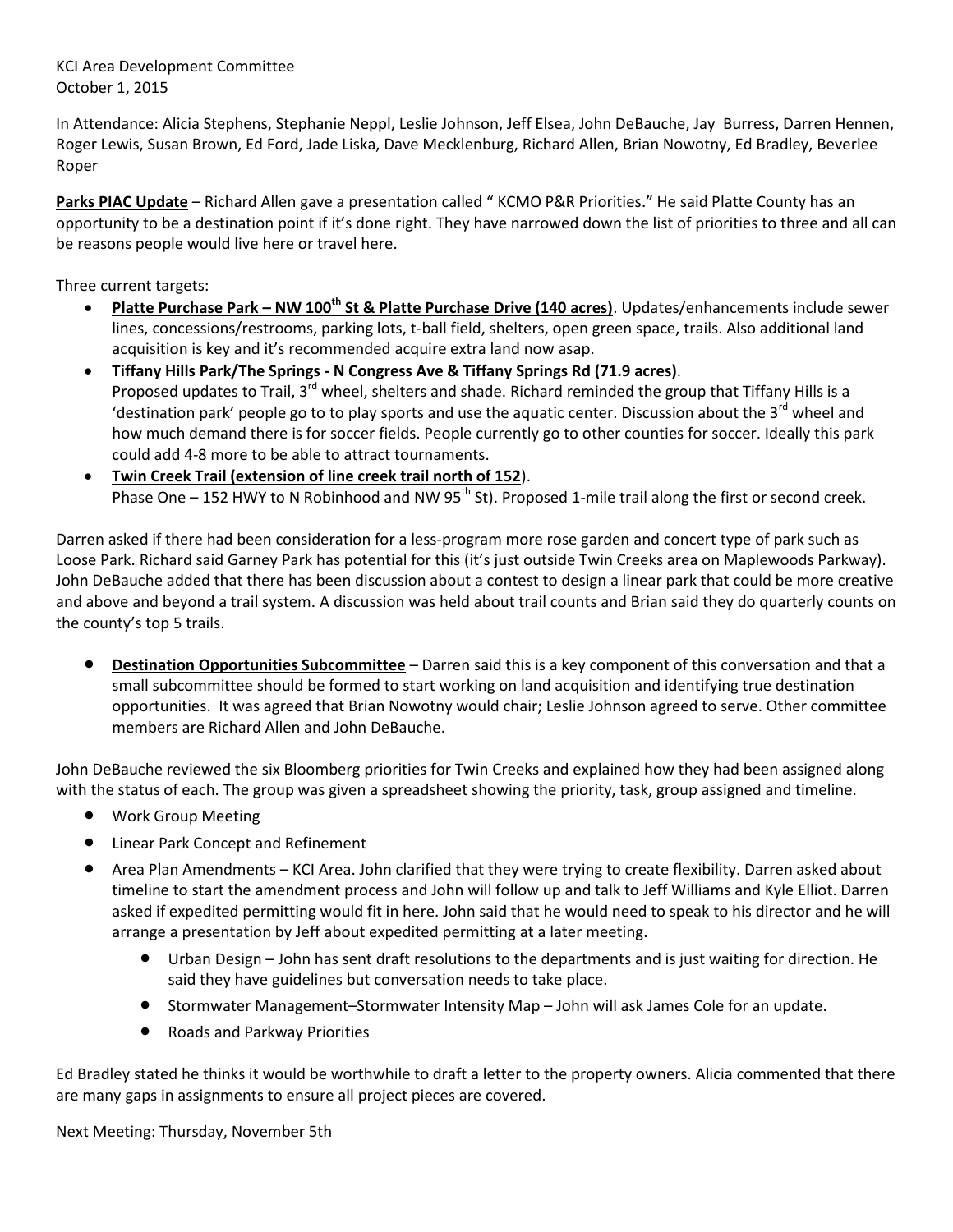KCI Area Development Committee
October 1, 2015

In Attendance: Alicia Stephens, Stephanie Neppl, Leslie Johnson, Jeff Elsea, John DeBauche, Jay Burress, Darren Hennen, Roger Lewis, Susan Brown, Ed Ford, Jade Liska, Dave Mecklenburg, Richard Allen, Brian Nowotny, Ed Bradley, Beverlee Roper

**Parks PIAC Update** – Richard Allen gave a presentation called " KCMO P&R Priorities." He said Platte County has an opportunity to be a destination point if it's done right. They have narrowed down the list of priorities to three and all can be reasons people would live here or travel here.

Three current targets:

- **Platte Purchase Park – NW 100th St & Platte Purchase Drive (140 acres)**. Updates/enhancements include sewer lines, concessions/restrooms, parking lots, t-ball field, shelters, open green space, trails. Also additional land acquisition is key and it's recommended acquire extra land now asap.
- **Tiffany Hills Park/The Springs - N Congress Ave & Tiffany Springs Rd (71.9 acres)**.
  Proposed updates to Trail, 3rd wheel, shelters and shade. Richard reminded the group that Tiffany Hills is a 'destination park' people go to to play sports and use the aquatic center. Discussion about the 3rd wheel and how much demand there is for soccer fields. People currently go to other counties for soccer. Ideally this park could add 4-8 more to be able to attract tournaments.
- **Twin Creek Trail (extension of line creek trail north of 152**).
  Phase One – 152 HWY to N Robinhood and NW 95th St). Proposed 1-mile trail along the first or second creek.

Darren asked if there had been consideration for a less-program more rose garden and concert type of park such as Loose Park. Richard said Garney Park has potential for this (it's just outside Twin Creeks area on Maplewoods Parkway). John DeBauche added that there has been discussion about a contest to design a linear park that could be more creative and above and beyond a trail system. A discussion was held about trail counts and Brian said they do quarterly counts on the county's top 5 trails.

- **Destination Opportunities Subcommittee** – Darren said this is a key component of this conversation and that a small subcommittee should be formed to start working on land acquisition and identifying true destination opportunities. It was agreed that Brian Nowotny would chair; Leslie Johnson agreed to serve. Other committee members are Richard Allen and John DeBauche.

John DeBauche reviewed the six Bloomberg priorities for Twin Creeks and explained how they had been assigned along with the status of each. The group was given a spreadsheet showing the priority, task, group assigned and timeline.

- Work Group Meeting
- Linear Park Concept and Refinement
- Area Plan Amendments – KCI Area. John clarified that they were trying to create flexibility. Darren asked about timeline to start the amendment process and John will follow up and talk to Jeff Williams and Kyle Elliot. Darren asked if expedited permitting would fit in here. John said that he would need to speak to his director and he will arrange a presentation by Jeff about expedited permitting at a later meeting.
  - Urban Design – John has sent draft resolutions to the departments and is just waiting for direction. He said they have guidelines but conversation needs to take place.
  - Stormwater Management–Stormwater Intensity Map – John will ask James Cole for an update.
  - Roads and Parkway Priorities

Ed Bradley stated he thinks it would be worthwhile to draft a letter to the property owners. Alicia commented that there are many gaps in assignments to ensure all project pieces are covered.

Next Meeting: Thursday, November 5th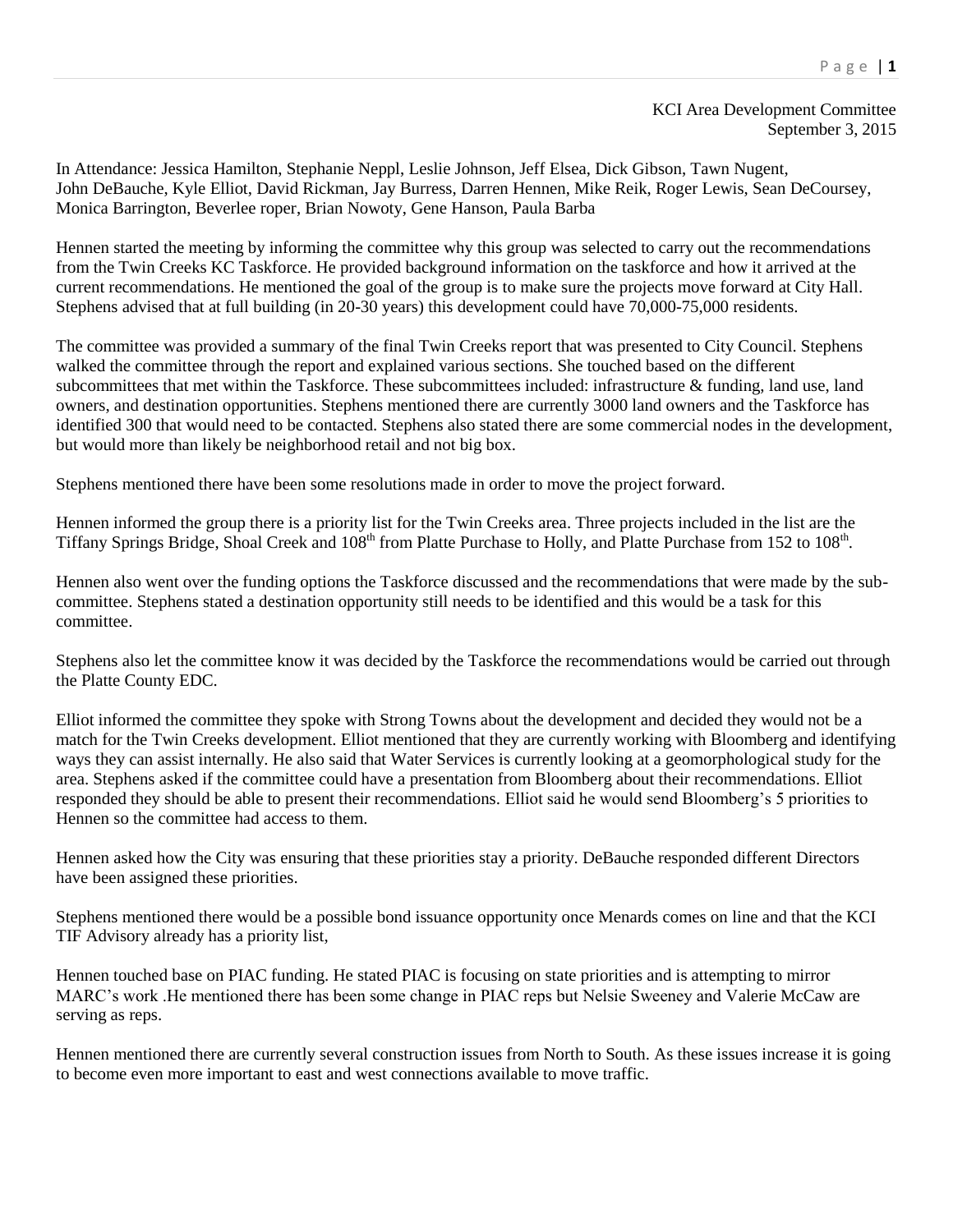KCI Area Development Committee
September 3, 2015

In Attendance: Jessica Hamilton, Stephanie Neppl, Leslie Johnson, Jeff Elsea, Dick Gibson, Tawn Nugent, John DeBauche, Kyle Elliot, David Rickman, Jay Burress, Darren Hennen, Mike Reik, Roger Lewis, Sean DeCoursey, Monica Barrington, Beverlee roper, Brian Nowoty, Gene Hanson, Paula Barba

Hennen started the meeting by informing the committee why this group was selected to carry out the recommendations from the Twin Creeks KC Taskforce. He provided background information on the taskforce and how it arrived at the current recommendations. He mentioned the goal of the group is to make sure the projects move forward at City Hall. Stephens advised that at full building (in 20-30 years) this development could have 70,000-75,000 residents.

The committee was provided a summary of the final Twin Creeks report that was presented to City Council. Stephens walked the committee through the report and explained various sections. She touched based on the different subcommittees that met within the Taskforce. These subcommittees included: infrastructure & funding, land use, land owners, and destination opportunities. Stephens mentioned there are currently 3000 land owners and the Taskforce has identified 300 that would need to be contacted. Stephens also stated there are some commercial nodes in the development, but would more than likely be neighborhood retail and not big box.

Stephens mentioned there have been some resolutions made in order to move the project forward.

Hennen informed the group there is a priority list for the Twin Creeks area. Three projects included in the list are the Tiffany Springs Bridge, Shoal Creek and 108th from Platte Purchase to Holly, and Platte Purchase from 152 to 108th.

Hennen also went over the funding options the Taskforce discussed and the recommendations that were made by the sub-committee. Stephens stated a destination opportunity still needs to be identified and this would be a task for this committee.

Stephens also let the committee know it was decided by the Taskforce the recommendations would be carried out through the Platte County EDC.

Elliot informed the committee they spoke with Strong Towns about the development and decided they would not be a match for the Twin Creeks development. Elliot mentioned that they are currently working with Bloomberg and identifying ways they can assist internally. He also said that Water Services is currently looking at a geomorphological study for the area. Stephens asked if the committee could have a presentation from Bloomberg about their recommendations. Elliot responded they should be able to present their recommendations. Elliot said he would send Bloomberg's 5 priorities to Hennen so the committee had access to them.

Hennen asked how the City was ensuring that these priorities stay a priority. DeBauche responded different Directors have been assigned these priorities.

Stephens mentioned there would be a possible bond issuance opportunity once Menards comes on line and that the KCI TIF Advisory already has a priority list,

Hennen touched base on PIAC funding. He stated PIAC is focusing on state priorities and is attempting to mirror MARC's work .He mentioned there has been some change in PIAC reps but Nelsie Sweeney and Valerie McCaw are serving as reps.

Hennen mentioned there are currently several construction issues from North to South. As these issues increase it is going to become even more important to east and west connections available to move traffic.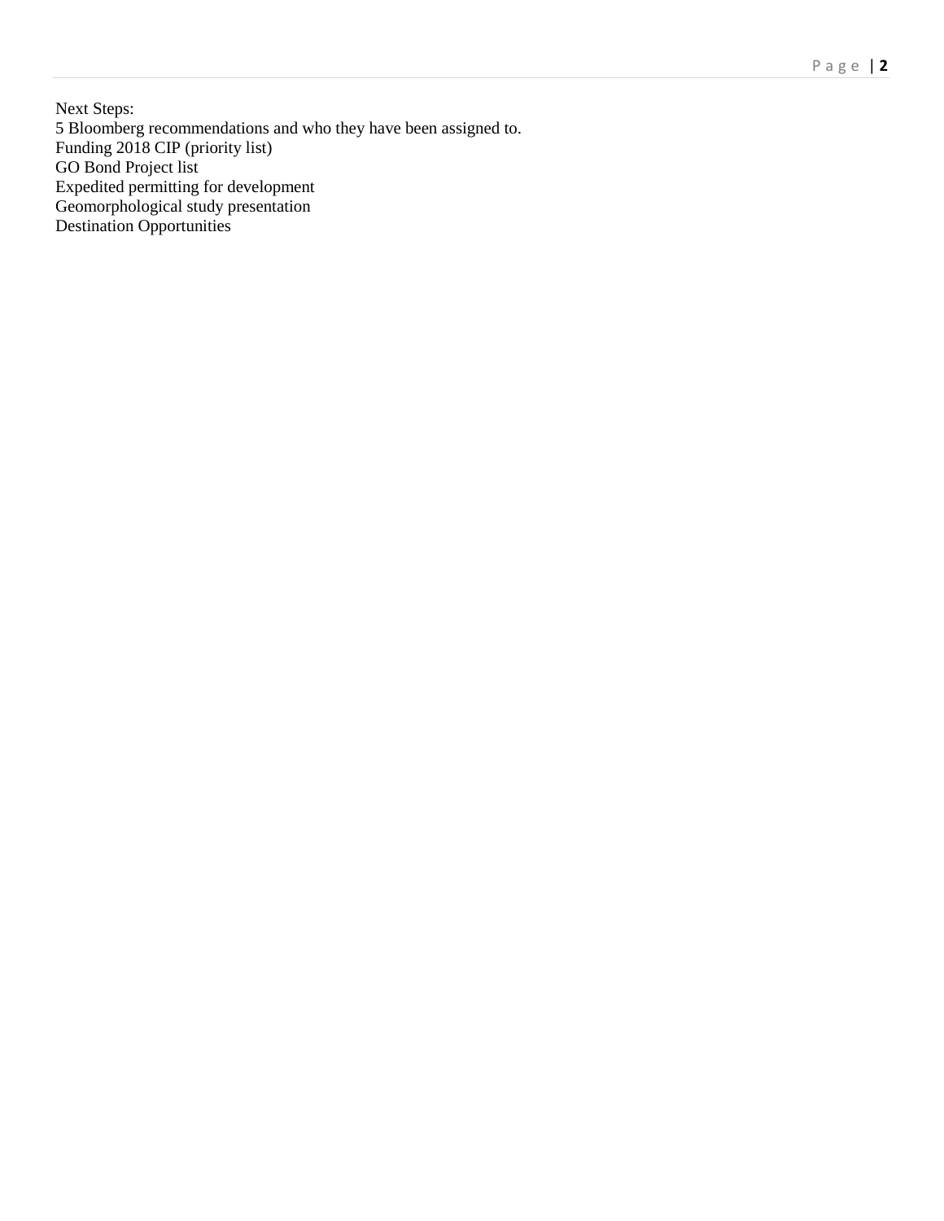Next Steps:
5 Bloomberg recommendations and who they have been assigned to.
Funding 2018 CIP (priority list)
GO Bond Project list
Expedited permitting for development
Geomorphological study presentation
Destination Opportunities